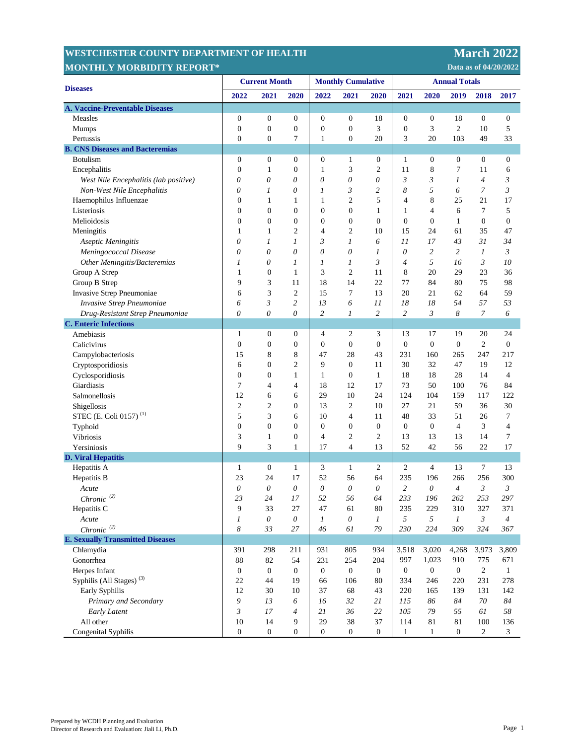# WESTCHESTER COUNTY DEPARTMENT OF HEALTH
## MONTHLY MORBIDITY REPORT*

**March 2022**
Data as of 04/20/2022

| Diseases | Current Month | | | Monthly Cumulative | | | Annual Totals | | | | |
|---|---|---|---|---|---|---|---|---|---|---|---|
| | 2022 | 2021 | 2020 | 2022 | 2021 | 2020 | 2021 | 2020 | 2019 | 2018 | 2017 |
| **A. Vaccine-Preventable Diseases** | | | | | | | | | | | |
| Measles | 0 | 0 | 0 | 0 | 0 | 18 | 0 | 0 | 18 | 0 | 0 |
| Mumps | 0 | 0 | 0 | 0 | 0 | 3 | 0 | 3 | 2 | 10 | 5 |
| Pertussis | 0 | 0 | 7 | 1 | 0 | 20 | 3 | 20 | 103 | 49 | 33 |
| **B. CNS Diseases and Bacteremias** | | | | | | | | | | | |
| Botulism | 0 | 0 | 0 | 0 | 1 | 0 | 1 | 0 | 0 | 0 | 0 |
| Encephalitis | 0 | 1 | 0 | 1 | 3 | 2 | 11 | 8 | 7 | 11 | 6 |
| *West Nile Encephalitis (lab positive)* | *0* | *0* | *0* | *0* | *0* | *0* | *3* | *3* | *1* | *4* | *3* |
| *Non-West Nile Encephalitis* | *0* | *1* | *0* | *1* | *3* | *2* | *8* | *5* | *6* | *7* | *3* |
| Haemophilus Influenzae | 0 | 1 | 1 | 1 | 2 | 5 | 4 | 8 | 25 | 21 | 17 |
| Listeriosis | 0 | 0 | 0 | 0 | 0 | 1 | 1 | 4 | 6 | 7 | 5 |
| Melioidosis | 0 | 0 | 0 | 0 | 0 | 0 | 0 | 0 | 1 | 0 | 0 |
| Meningitis | 1 | 1 | 2 | 4 | 2 | 10 | 15 | 24 | 61 | 35 | 47 |
| *Aseptic Meningitis* | *0* | *1* | *1* | *3* | *1* | *6* | *11* | *17* | *43* | *31* | *34* |
| *Meningococcal Disease* | *0* | *0* | *0* | *0* | *0* | *1* | *0* | *2* | *2* | *1* | *3* |
| *Other Meningitis/Bacteremias* | *1* | *0* | *1* | *1* | *1* | *3* | *4* | *5* | *16* | *3* | *10* |
| Group A Strep | 1 | 0 | 1 | 3 | 2 | 11 | 8 | 20 | 29 | 23 | 36 |
| Group B Strep | 9 | 3 | 11 | 18 | 14 | 22 | 77 | 84 | 80 | 75 | 98 |
| Invasive Strep Pneumoniae | 6 | 3 | 2 | 15 | 7 | 13 | 20 | 21 | 62 | 64 | 59 |
| *Invasive Strep Pneumoniae* | *6* | *3* | *2* | *13* | *6* | *11* | *18* | *18* | *54* | *57* | *53* |
| *Drug-Resistant Strep Pneumoniae* | *0* | *0* | *0* | *2* | *1* | *2* | *2* | *3* | *8* | *7* | *6* |
| **C. Enteric Infections** | | | | | | | | | | | |
| Amebiasis | 1 | 0 | 0 | 4 | 2 | 3 | 13 | 17 | 19 | 20 | 24 |
| Calicivirus | 0 | 0 | 0 | 0 | 0 | 0 | 0 | 0 | 0 | 2 | 0 |
| Campylobacteriosis | 15 | 8 | 8 | 47 | 28 | 43 | 231 | 160 | 265 | 247 | 217 |
| Cryptosporidiosis | 6 | 0 | 2 | 9 | 0 | 11 | 30 | 32 | 47 | 19 | 12 |
| Cyclosporidiosis | 0 | 0 | 1 | 1 | 0 | 1 | 18 | 18 | 28 | 14 | 4 |
| Giardiasis | 7 | 4 | 4 | 18 | 12 | 17 | 73 | 50 | 100 | 76 | 84 |
| Salmonellosis | 12 | 6 | 6 | 29 | 10 | 24 | 124 | 104 | 159 | 117 | 122 |
| Shigellosis | 2 | 2 | 0 | 13 | 2 | 10 | 27 | 21 | 59 | 36 | 30 |
| STEC (E. Coli 0157) [1] | 5 | 3 | 6 | 10 | 4 | 11 | 48 | 33 | 51 | 26 | 7 |
| Typhoid | 0 | 0 | 0 | 0 | 0 | 0 | 0 | 0 | 4 | 3 | 4 |
| Vibriosis | 3 | 1 | 0 | 4 | 2 | 2 | 13 | 13 | 13 | 14 | 7 |
| Yersiniosis | 9 | 3 | 1 | 17 | 4 | 13 | 52 | 42 | 56 | 22 | 17 |
| **D. Viral Hepatitis** | | | | | | | | | | | |
| Hepatitis A | 1 | 0 | 1 | 3 | 1 | 2 | 2 | 4 | 13 | 7 | 13 |
| Hepatitis B | 23 | 24 | 17 | 52 | 56 | 64 | 235 | 196 | 266 | 256 | 300 |
| *Acute* | *0* | *0* | *0* | *0* | *0* | *0* | *2* | *0* | *4* | *3* | *3* |
| *Chronic* [2] | *23* | *24* | *17* | *52* | *56* | *64* | *233* | *196* | *262* | *253* | *297* |
| Hepatitis C | 9 | 33 | 27 | 47 | 61 | 80 | 235 | 229 | 310 | 327 | 371 |
| *Acute* | *1* | *0* | *0* | *1* | *0* | *1* | *5* | *5* | *1* | *3* | *4* |
| *Chronic* [2] | *8* | *33* | *27* | *46* | *61* | *79* | *230* | *224* | *309* | *324* | *367* |
| **E. Sexually Transmitted Diseases** | | | | | | | | | | | |
| Chlamydia | 391 | 298 | 211 | 931 | 805 | 934 | 3,518 | 3,020 | 4,268 | 3,973 | 3,809 |
| Gonorrhea | 88 | 82 | 54 | 231 | 254 | 204 | 997 | 1,023 | 910 | 775 | 671 |
| Herpes Infant | 0 | 0 | 0 | 0 | 0 | 0 | 0 | 0 | 0 | 2 | 1 |
| Syphilis (All Stages) [3] | 22 | 44 | 19 | 66 | 106 | 80 | 334 | 246 | 220 | 231 | 278 |
| Early Syphilis | 12 | 30 | 10 | 37 | 68 | 43 | 220 | 165 | 139 | 131 | 142 |
| *Primary and Secondary* | *9* | *13* | *6* | *16* | *32* | *21* | *115* | *86* | *84* | *70* | *84* |
| *Early Latent* | *3* | *17* | *4* | *21* | *36* | *22* | *105* | *79* | *55* | *61* | *58* |
| All other | 10 | 14 | 9 | 29 | 38 | 37 | 114 | 81 | 81 | 100 | 136 |
| Congenital Syphilis | 0 | 0 | 0 | 0 | 0 | 0 | 1 | 1 | 0 | 2 | 3 |

Prepared by WCDH Planning and Evaluation
Director of Research and Evaluation: Jiali Li, Ph.D.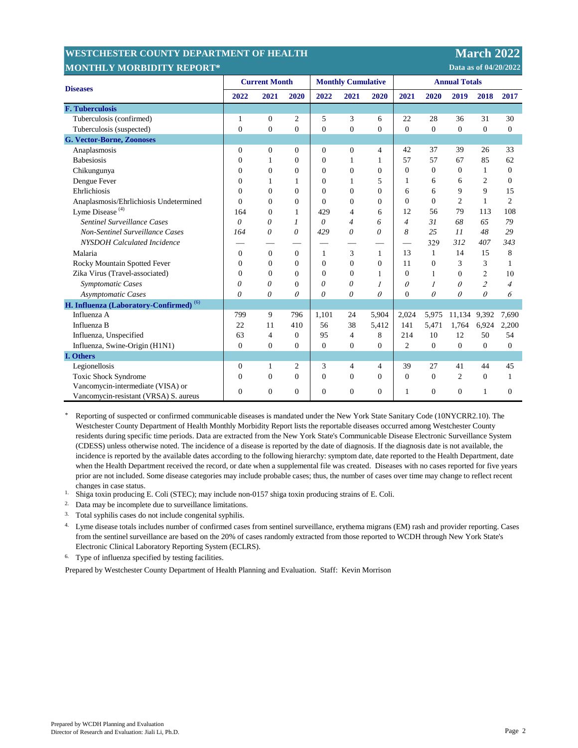# WESTCHESTER COUNTY DEPARTMENT OF HEALTH MONTHLY MORBIDITY REPORT*

**March 2022**

**Data as of 04/20/2022**

| Diseases | Current Month | | | Monthly Cumulative | | | Annual Totals | | | | |
|---|---|---|---|---|---|---|---|---|---|---|---|
| | 2022 | 2021 | 2020 | 2022 | 2021 | 2020 | 2021 | 2020 | 2019 | 2018 | 2017 |
| **F. Tuberculosis** | | | | | | | | | | | |
| Tuberculosis (confirmed) | 1 | 0 | 2 | 5 | 3 | 6 | 22 | 28 | 36 | 31 | 30 |
| Tuberculosis (suspected) | 0 | 0 | 0 | 0 | 0 | 0 | 0 | 0 | 0 | 0 | 0 |
| **G. Vector-Borne, Zoonoses** | | | | | | | | | | | |
| Anaplasmosis | 0 | 0 | 0 | 0 | 0 | 4 | 42 | 37 | 39 | 26 | 33 |
| Babesiosis | 0 | 1 | 0 | 0 | 1 | 1 | 57 | 57 | 67 | 85 | 62 |
| Chikungunya | 0 | 0 | 0 | 0 | 0 | 0 | 0 | 0 | 0 | 1 | 0 |
| Dengue Fever | 0 | 1 | 1 | 0 | 1 | 5 | 1 | 6 | 6 | 2 | 0 |
| Ehrlichiosis | 0 | 0 | 0 | 0 | 0 | 0 | 6 | 6 | 9 | 9 | 15 |
| Anaplasmosis/Ehrlichiosis Undetermined | 0 | 0 | 0 | 0 | 0 | 0 | 0 | 0 | 2 | 1 | 2 |
| Lyme Disease [4] | 164 | 0 | 1 | 429 | 4 | 6 | 12 | 56 | 79 | 113 | 108 |
| *Sentinel Surveillance Cases* | *0* | *0* | *1* | *0* | *4* | *6* | *4* | *31* | *68* | *65* | *79* |
| *Non-Sentinel Surveillance Cases* | *164* | *0* | *0* | *429* | *0* | *0* | *8* | *25* | *11* | *48* | *29* |
| *NYSDOH Calculated Incidence* | — | — | — | — | — | — | — | 329 | *312* | *407* | *343* |
| Malaria | 0 | 0 | 0 | 1 | 3 | 1 | 13 | 1 | 14 | 15 | 8 |
| Rocky Mountain Spotted Fever | 0 | 0 | 0 | 0 | 0 | 0 | 11 | 0 | 3 | 3 | 1 |
| Zika Virus (Travel-associated) | 0 | 0 | 0 | 0 | 0 | 1 | 0 | 1 | 0 | 2 | 10 |
| *Symptomatic Cases* | *0* | *0* | 0 | *0* | *0* | *1* | *0* | *1* | *0* | *2* | *4* |
| *Asymptomatic Cases* | *0* | *0* | *0* | *0* | *0* | *0* | 0 | *0* | *0* | *0* | *6* |
| **H. Influenza (Laboratory-Confirmed)** [6] | | | | | | | | | | | |
| Influenza A | 799 | 9 | 796 | 1,101 | 24 | 5,904 | 2,024 | 5,975 | 11,134 | 9,392 | 7,690 |
| Influenza B | 22 | 11 | 410 | 56 | 38 | 5,412 | 141 | 5,471 | 1,764 | 6,924 | 2,200 |
| Influenza, Unspecified | 63 | 4 | 0 | 95 | 4 | 8 | 214 | 10 | 12 | 50 | 54 |
| Influenza, Swine-Origin (H1N1) | 0 | 0 | 0 | 0 | 0 | 0 | 2 | 0 | 0 | 0 | 0 |
| **I. Others** | | | | | | | | | | | |
| Legionellosis | 0 | 1 | 2 | 3 | 4 | 4 | 39 | 27 | 41 | 44 | 45 |
| Toxic Shock Syndrome | 0 | 0 | 0 | 0 | 0 | 0 | 0 | 0 | 2 | 0 | 1 |
| Vancomycin-intermediate (VISA) or Vancomycin-resistant (VRSA) S. aureus | 0 | 0 | 0 | 0 | 0 | 0 | 1 | 0 | 0 | 1 | 0 |

\* Reporting of suspected or confirmed communicable diseases is mandated under the New York State Sanitary Code (10NYCRR2.10). The Westchester County Department of Health Monthly Morbidity Report lists the reportable diseases occurred among Westchester County residents during specific time periods. Data are extracted from the New York State's Communicable Disease Electronic Surveillance System (CDESS) unless otherwise noted. The incidence of a disease is reported by the date of diagnosis. If the diagnosis date is not available, the incidence is reported by the available dates according to the following hierarchy: symptom date, date reported to the Health Department, date when the Health Department received the record, or date when a supplemental file was created. Diseases with no cases reported for five years prior are not included. Some disease categories may include probable cases; thus, the number of cases over time may change to reflect recent changes in case status.

1. Shiga toxin producing E. Coli (STEC); may include non-0157 shiga toxin producing strains of E. Coli.
2. Data may be incomplete due to surveillance limitations.
3. Total syphilis cases do not include congenital syphilis.
4. Lyme disease totals includes number of confirmed cases from sentinel surveillance, erythema migrans (EM) rash and provider reporting. Cases from the sentinel surveillance are based on the 20% of cases randomly extracted from those reported to WCDH through New York State's Electronic Clinical Laboratory Reporting System (ECLRS).
6. Type of influenza specified by testing facilities.

Prepared by Westchester County Department of Health Planning and Evaluation. Staff: Kevin Morrison

Prepared by WCDH Planning and Evaluation
Director of Research and Evaluation: Jiali Li, Ph.D.